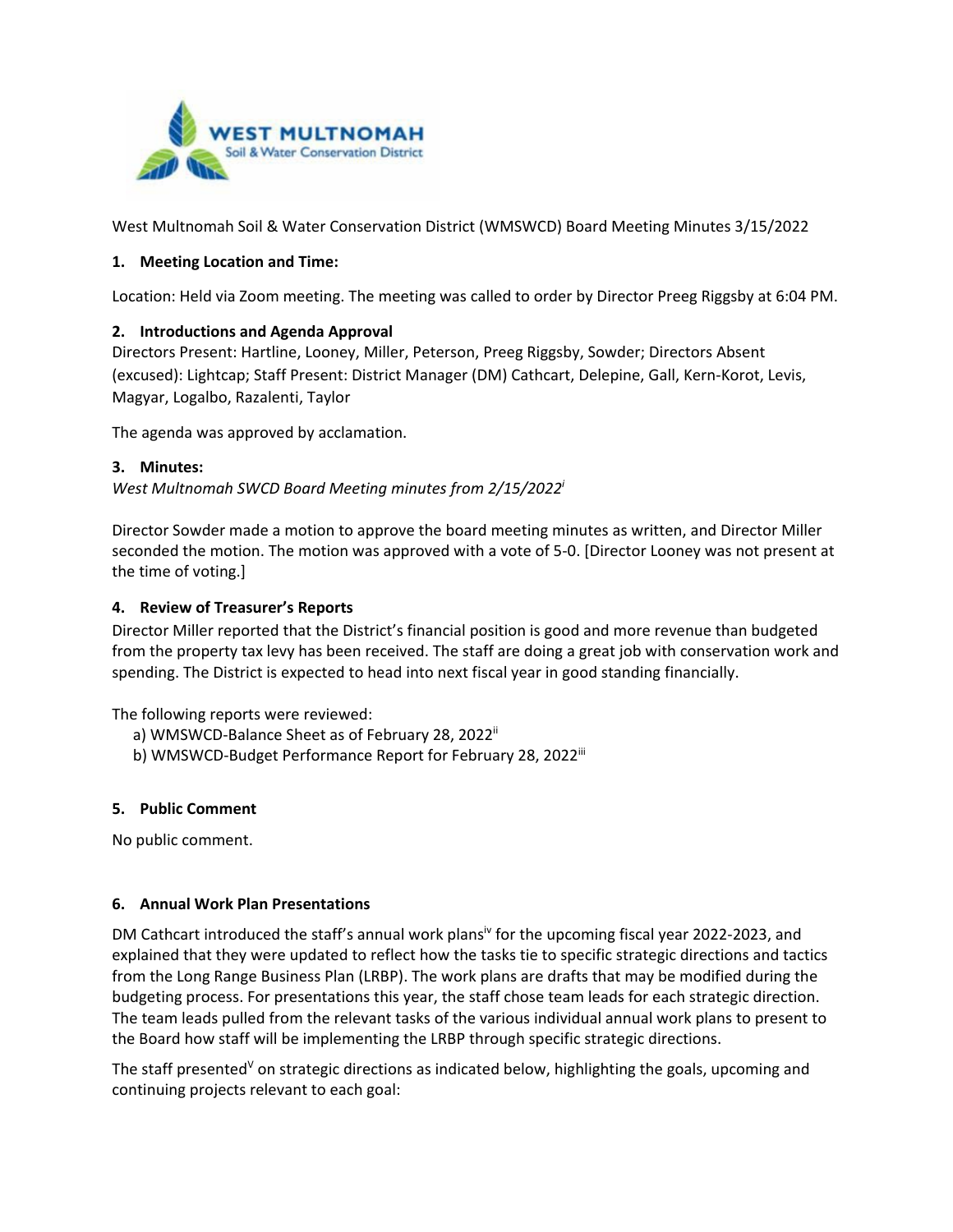West Multnomah Soil & Water Conservation District (WMSWCD) Board Meeting Minutes 3/15/2022

**1. Meeting Location and Time:**

Location: Held via Zoom meeting. The meeting was called to order by Director Preeg Riggsby at 6:04 PM.

**2. Introductions and Agenda Approval**

Directors Present: Hartline, Looney, Miller, Peterson, Preeg Riggsby, Sowder; Directors Absent (excused): Lightcap; Staff Present: District Manager (DM) Cathcart, Delepine, Gall, Kern-Korot, Levis, Magyar, Logalbo, Razalenti, Taylor

The agenda was approved by acclamation.

**3. Minutes:**

*West Multnomah SWCD Board Meeting minutes from 2/15/2022*[i]

Director Sowder made a motion to approve the board meeting minutes as written, and Director Miller seconded the motion. The motion was approved with a vote of 5-0. [Director Looney was not present at the time of voting.]

**4. Review of Treasurer's Reports**

Director Miller reported that the District's financial position is good and more revenue than budgeted from the property tax levy has been received. The staff are doing a great job with conservation work and spending. The District is expected to head into next fiscal year in good standing financially.

The following reports were reviewed:

a) WMSWCD-Balance Sheet as of February 28, 2022[ii]
b) WMSWCD-Budget Performance Report for February 28, 2022[iii]

**5. Public Comment**

No public comment.

**6. Annual Work Plan Presentations**

DM Cathcart introduced the staff's annual work plans[iv] for the upcoming fiscal year 2022-2023, and explained that they were updated to reflect how the tasks tie to specific strategic directions and tactics from the Long Range Business Plan (LRBP). The work plans are drafts that may be modified during the budgeting process. For presentations this year, the staff chose team leads for each strategic direction. The team leads pulled from the relevant tasks of the various individual annual work plans to present to the Board how staff will be implementing the LRBP through specific strategic directions.

The staff presented[v] on strategic directions as indicated below, highlighting the goals, upcoming and continuing projects relevant to each goal: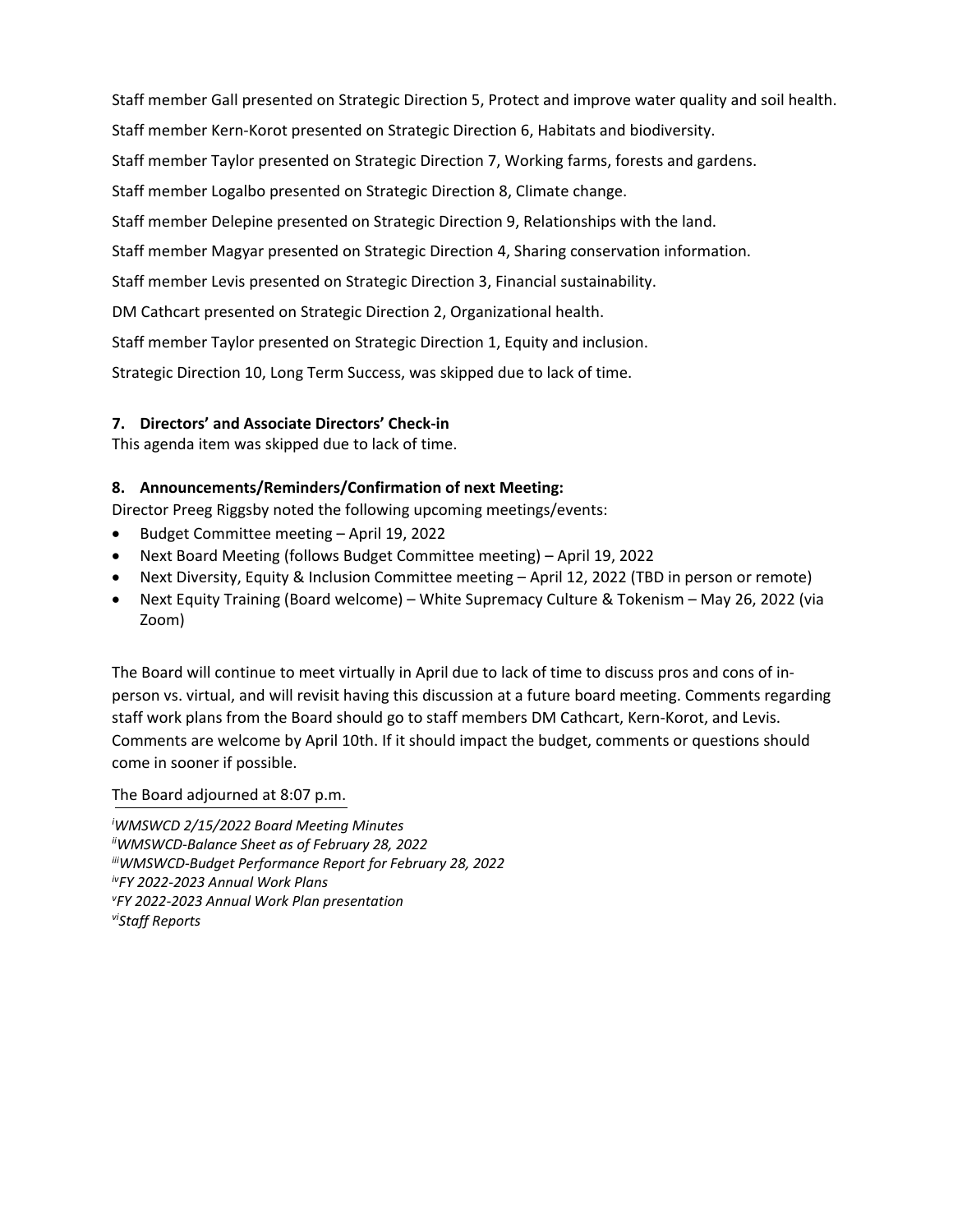Staff member Gall presented on Strategic Direction 5, Protect and improve water quality and soil health.

Staff member Kern-Korot presented on Strategic Direction 6, Habitats and biodiversity.

Staff member Taylor presented on Strategic Direction 7, Working farms, forests and gardens.

Staff member Logalbo presented on Strategic Direction 8, Climate change.

Staff member Delepine presented on Strategic Direction 9, Relationships with the land.

Staff member Magyar presented on Strategic Direction 4, Sharing conservation information.

Staff member Levis presented on Strategic Direction 3, Financial sustainability.

DM Cathcart presented on Strategic Direction 2, Organizational health.

Staff member Taylor presented on Strategic Direction 1, Equity and inclusion.

Strategic Direction 10, Long Term Success, was skipped due to lack of time.

**7. Directors' and Associate Directors' Check-in**

This agenda item was skipped due to lack of time.

**8. Announcements/Reminders/Confirmation of next Meeting:**

Director Preeg Riggsby noted the following upcoming meetings/events:

- Budget Committee meeting – April 19, 2022
- Next Board Meeting (follows Budget Committee meeting) – April 19, 2022
- Next Diversity, Equity & Inclusion Committee meeting – April 12, 2022 (TBD in person or remote)
- Next Equity Training (Board welcome) – White Supremacy Culture & Tokenism – May 26, 2022 (via Zoom)

The Board will continue to meet virtually in April due to lack of time to discuss pros and cons of in-person vs. virtual, and will revisit having this discussion at a future board meeting. Comments regarding staff work plans from the Board should go to staff members DM Cathcart, Kern-Korot, and Levis. Comments are welcome by April 10th. If it should impact the budget, comments or questions should come in sooner if possible.

The Board adjourned at 8:07 p.m.

[i] *WMSWCD 2/15/2022 Board Meeting Minutes*
[ii] *WMSWCD-Balance Sheet as of February 28, 2022*
[iii] *WMSWCD-Budget Performance Report for February 28, 2022*
[iv] *FY 2022-2023 Annual Work Plans*
[v] *FY 2022-2023 Annual Work Plan presentation*
[vi] *Staff Reports*